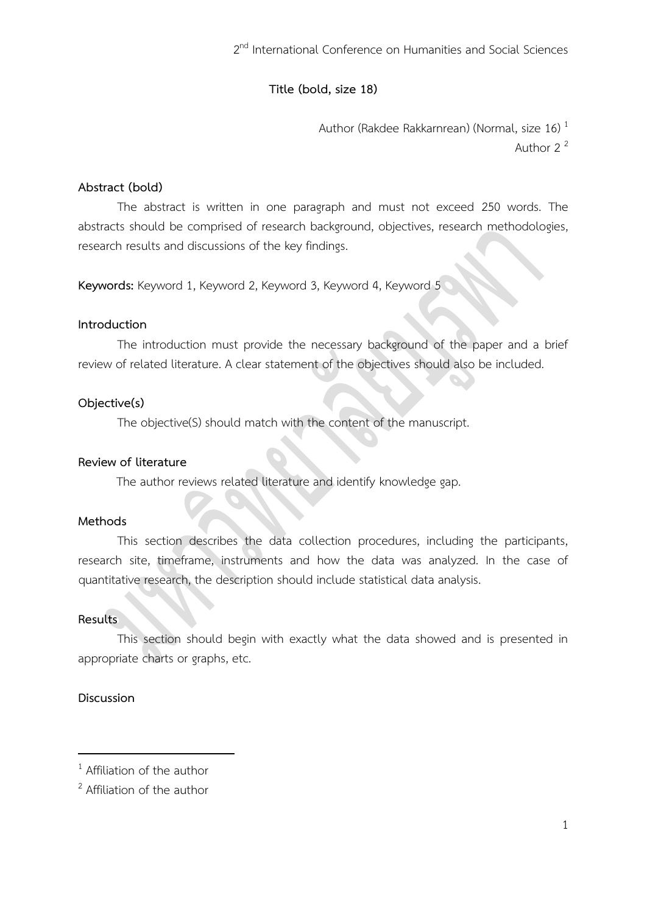# Title (bold, size 18)

Author (Rakdee Rakkarnrean) (Normal, size 16) [1]

Author 2 [2]

## Abstract (bold)

The abstract is written in one paragraph and must not exceed 250 words. The abstracts should be comprised of research background, objectives, research methodologies, research results and discussions of the key findings.

**Keywords:** Keyword 1, Keyword 2, Keyword 3, Keyword 4, Keyword 5

## Introduction

The introduction must provide the necessary background of the paper and a brief review of related literature. A clear statement of the objectives should also be included.

## Objective(s)

The objective(S) should match with the content of the manuscript.

## Review of literature

The author reviews related literature and identify knowledge gap.

## Methods

This section describes the data collection procedures, including the participants, research site, timeframe, instruments and how the data was analyzed. In the case of quantitative research, the description should include statistical data analysis.

## Results

This section should begin with exactly what the data showed and is presented in appropriate charts or graphs, etc.

## Discussion

---

[1] Affiliation of the author

[2] Affiliation of the author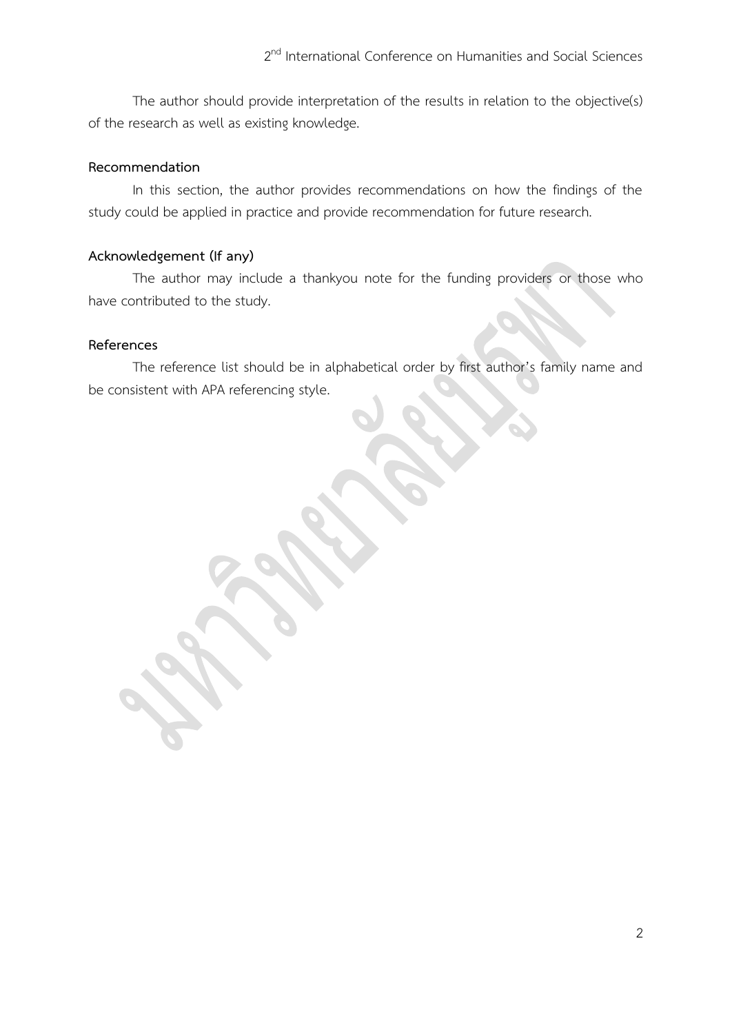The author should provide interpretation of the results in relation to the objective(s) of the research as well as existing knowledge.

## Recommendation

In this section, the author provides recommendations on how the findings of the study could be applied in practice and provide recommendation for future research.

## Acknowledgement (If any)

The author may include a thankyou note for the funding providers or those who have contributed to the study.

## References

The reference list should be in alphabetical order by first author's family name and be consistent with APA referencing style.